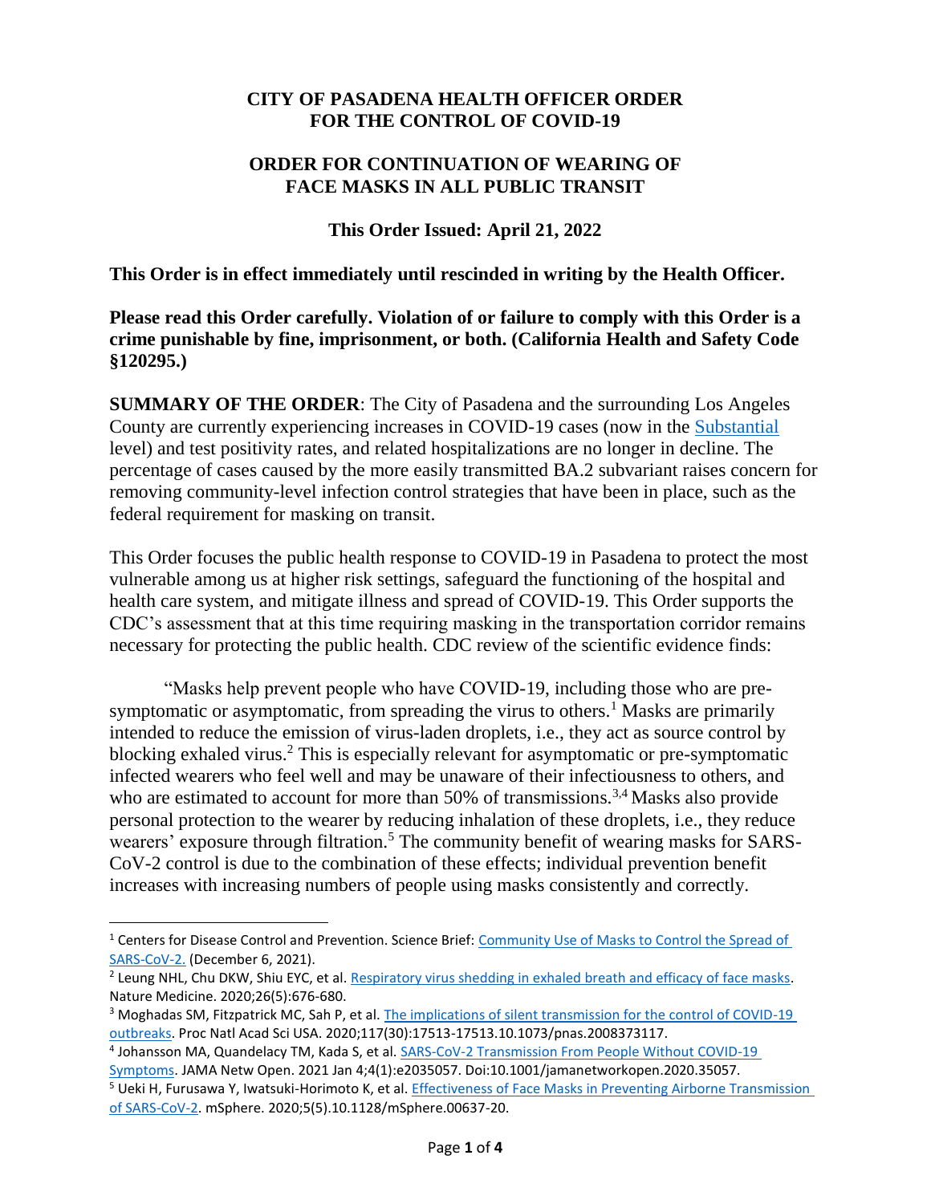**CITY OF PASADENA HEALTH OFFICER ORDER FOR THE CONTROL OF COVID-19**

**ORDER FOR CONTINUATION OF WEARING OF FACE MASKS IN ALL PUBLIC TRANSIT**

**This Order Issued: April 21, 2022**

**This Order is in effect immediately until rescinded in writing by the Health Officer.**

**Please read this Order carefully. Violation of or failure to comply with this Order is a crime punishable by fine, imprisonment, or both. (California Health and Safety Code §120295.)**

**SUMMARY OF THE ORDER**: The City of Pasadena and the surrounding Los Angeles County are currently experiencing increases in COVID-19 cases (now in the Substantial level) and test positivity rates, and related hospitalizations are no longer in decline. The percentage of cases caused by the more easily transmitted BA.2 subvariant raises concern for removing community-level infection control strategies that have been in place, such as the federal requirement for masking on transit.

This Order focuses the public health response to COVID-19 in Pasadena to protect the most vulnerable among us at higher risk settings, safeguard the functioning of the hospital and health care system, and mitigate illness and spread of COVID-19. This Order supports the CDC's assessment that at this time requiring masking in the transportation corridor remains necessary for protecting the public health. CDC review of the scientific evidence finds:

"Masks help prevent people who have COVID-19, including those who are pre-symptomatic or asymptomatic, from spreading the virus to others.[1] Masks are primarily intended to reduce the emission of virus-laden droplets, i.e., they act as source control by blocking exhaled virus.[2] This is especially relevant for asymptomatic or pre-symptomatic infected wearers who feel well and may be unaware of their infectiousness to others, and who are estimated to account for more than 50% of transmissions.[3,4] Masks also provide personal protection to the wearer by reducing inhalation of these droplets, i.e., they reduce wearers' exposure through filtration.[5] The community benefit of wearing masks for SARS-CoV-2 control is due to the combination of these effects; individual prevention benefit increases with increasing numbers of people using masks consistently and correctly.

---

[1] Centers for Disease Control and Prevention. Science Brief: Community Use of Masks to Control the Spread of SARS-CoV-2. (December 6, 2021).

[2] Leung NHL, Chu DKW, Shiu EYC, et al. Respiratory virus shedding in exhaled breath and efficacy of face masks. Nature Medicine. 2020;26(5):676-680.

[3] Moghadas SM, Fitzpatrick MC, Sah P, et al. The implications of silent transmission for the control of COVID-19 outbreaks. Proc Natl Acad Sci USA. 2020;117(30):17513-17513.10.1073/pnas.2008373117.

[4] Johansson MA, Quandelacy TM, Kada S, et al. SARS-CoV-2 Transmission From People Without COVID-19 Symptoms. JAMA Netw Open. 2021 Jan 4;4(1):e2035057. Doi:10.1001/jamanetworkopen.2020.35057.

[5] Ueki H, Furusawa Y, Iwatsuki-Horimoto K, et al. Effectiveness of Face Masks in Preventing Airborne Transmission of SARS-CoV-2. mSphere. 2020;5(5).10.1128/mSphere.00637-20.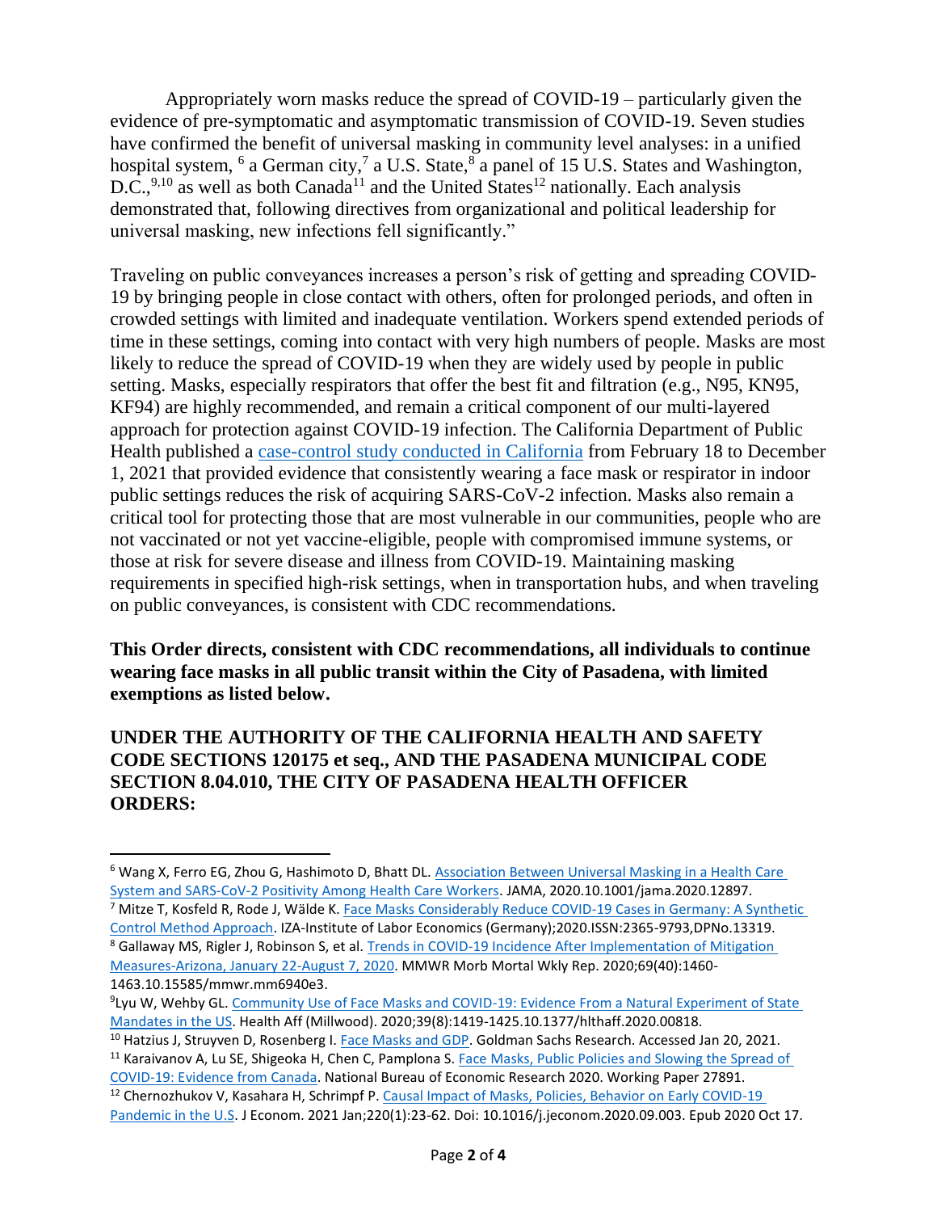Appropriately worn masks reduce the spread of COVID-19 – particularly given the evidence of pre-symptomatic and asymptomatic transmission of COVID-19. Seven studies have confirmed the benefit of universal masking in community level analyses: in a unified hospital system, [6] a German city,[7] a U.S. State,[8] a panel of 15 U.S. States and Washington, D.C.,[9,10] as well as both Canada[11] and the United States[12] nationally. Each analysis demonstrated that, following directives from organizational and political leadership for universal masking, new infections fell significantly."

Traveling on public conveyances increases a person's risk of getting and spreading COVID-19 by bringing people in close contact with others, often for prolonged periods, and often in crowded settings with limited and inadequate ventilation. Workers spend extended periods of time in these settings, coming into contact with very high numbers of people. Masks are most likely to reduce the spread of COVID-19 when they are widely used by people in public setting. Masks, especially respirators that offer the best fit and filtration (e.g., N95, KN95, KF94) are highly recommended, and remain a critical component of our multi-layered approach for protection against COVID-19 infection. The California Department of Public Health published a case-control study conducted in California from February 18 to December 1, 2021 that provided evidence that consistently wearing a face mask or respirator in indoor public settings reduces the risk of acquiring SARS-CoV-2 infection. Masks also remain a critical tool for protecting those that are most vulnerable in our communities, people who are not vaccinated or not yet vaccine-eligible, people with compromised immune systems, or those at risk for severe disease and illness from COVID-19. Maintaining masking requirements in specified high-risk settings, when in transportation hubs, and when traveling on public conveyances, is consistent with CDC recommendations.

**This Order directs, consistent with CDC recommendations, all individuals to continue wearing face masks in all public transit within the City of Pasadena, with limited exemptions as listed below.**

**UNDER THE AUTHORITY OF THE CALIFORNIA HEALTH AND SAFETY CODE SECTIONS 120175 et seq., AND THE PASADENA MUNICIPAL CODE SECTION 8.04.010, THE CITY OF PASADENA HEALTH OFFICER ORDERS:**

---

[6] Wang X, Ferro EG, Zhou G, Hashimoto D, Bhatt DL. Association Between Universal Masking in a Health Care System and SARS-CoV-2 Positivity Among Health Care Workers. JAMA, 2020.10.1001/jama.2020.12897.

[7] Mitze T, Kosfeld R, Rode J, Wälde K. Face Masks Considerably Reduce COVID-19 Cases in Germany: A Synthetic Control Method Approach. IZA-Institute of Labor Economics (Germany);2020.ISSN:2365-9793,DPNo.13319.

[8] Gallaway MS, Rigler J, Robinson S, et al. Trends in COVID-19 Incidence After Implementation of Mitigation Measures-Arizona, January 22-August 7, 2020. MMWR Morb Mortal Wkly Rep. 2020;69(40):1460-1463.10.15585/mmwr.mm6940e3.

[9] Lyu W, Wehby GL. Community Use of Face Masks and COVID-19: Evidence From a Natural Experiment of State Mandates in the US. Health Aff (Millwood). 2020;39(8):1419-1425.10.1377/hlthaff.2020.00818.

[10] Hatzius J, Struyven D, Rosenberg I. Face Masks and GDP. Goldman Sachs Research. Accessed Jan 20, 2021.

[11] Karaivanov A, Lu SE, Shigeoka H, Chen C, Pamplona S. Face Masks, Public Policies and Slowing the Spread of COVID-19: Evidence from Canada. National Bureau of Economic Research 2020. Working Paper 27891.

[12] Chernozhukov V, Kasahara H, Schrimpf P. Causal Impact of Masks, Policies, Behavior on Early COVID-19 Pandemic in the U.S. J Econom. 2021 Jan;220(1):23-62. Doi: 10.1016/j.jeconom.2020.09.003. Epub 2020 Oct 17.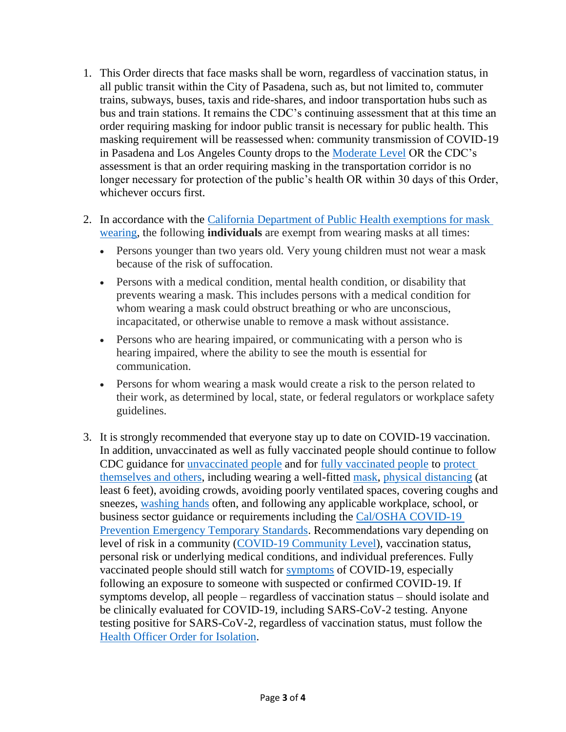1. This Order directs that face masks shall be worn, regardless of vaccination status, in all public transit within the City of Pasadena, such as, but not limited to, commuter trains, subways, buses, taxis and ride-shares, and indoor transportation hubs such as bus and train stations. It remains the CDC's continuing assessment that at this time an order requiring masking for indoor public transit is necessary for public health. This masking requirement will be reassessed when: community transmission of COVID-19 in Pasadena and Los Angeles County drops to the Moderate Level OR the CDC's assessment is that an order requiring masking in the transportation corridor is no longer necessary for protection of the public's health OR within 30 days of this Order, whichever occurs first.

2. In accordance with the California Department of Public Health exemptions for mask wearing, the following **individuals** are exempt from wearing masks at all times:
   - Persons younger than two years old. Very young children must not wear a mask because of the risk of suffocation.
   - Persons with a medical condition, mental health condition, or disability that prevents wearing a mask. This includes persons with a medical condition for whom wearing a mask could obstruct breathing or who are unconscious, incapacitated, or otherwise unable to remove a mask without assistance.
   - Persons who are hearing impaired, or communicating with a person who is hearing impaired, where the ability to see the mouth is essential for communication.
   - Persons for whom wearing a mask would create a risk to the person related to their work, as determined by local, state, or federal regulators or workplace safety guidelines.

3. It is strongly recommended that everyone stay up to date on COVID-19 vaccination. In addition, unvaccinated as well as fully vaccinated people should continue to follow CDC guidance for unvaccinated people and for fully vaccinated people to protect themselves and others, including wearing a well-fitted mask, physical distancing (at least 6 feet), avoiding crowds, avoiding poorly ventilated spaces, covering coughs and sneezes, washing hands often, and following any applicable workplace, school, or business sector guidance or requirements including the Cal/OSHA COVID-19 Prevention Emergency Temporary Standards. Recommendations vary depending on level of risk in a community (COVID-19 Community Level), vaccination status, personal risk or underlying medical conditions, and individual preferences. Fully vaccinated people should still watch for symptoms of COVID-19, especially following an exposure to someone with suspected or confirmed COVID-19. If symptoms develop, all people – regardless of vaccination status – should isolate and be clinically evaluated for COVID-19, including SARS-CoV-2 testing. Anyone testing positive for SARS-CoV-2, regardless of vaccination status, must follow the Health Officer Order for Isolation.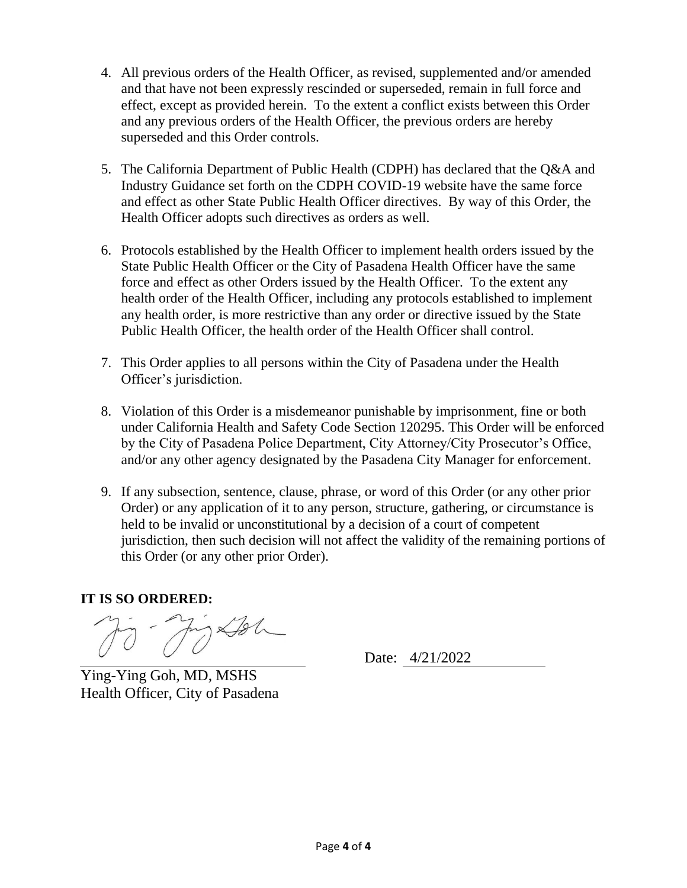4. All previous orders of the Health Officer, as revised, supplemented and/or amended and that have not been expressly rescinded or superseded, remain in full force and effect, except as provided herein. To the extent a conflict exists between this Order and any previous orders of the Health Officer, the previous orders are hereby superseded and this Order controls.

5. The California Department of Public Health (CDPH) has declared that the Q&A and Industry Guidance set forth on the CDPH COVID-19 website have the same force and effect as other State Public Health Officer directives. By way of this Order, the Health Officer adopts such directives as orders as well.

6. Protocols established by the Health Officer to implement health orders issued by the State Public Health Officer or the City of Pasadena Health Officer have the same force and effect as other Orders issued by the Health Officer. To the extent any health order of the Health Officer, including any protocols established to implement any health order, is more restrictive than any order or directive issued by the State Public Health Officer, the health order of the Health Officer shall control.

7. This Order applies to all persons within the City of Pasadena under the Health Officer's jurisdiction.

8. Violation of this Order is a misdemeanor punishable by imprisonment, fine or both under California Health and Safety Code Section 120295. This Order will be enforced by the City of Pasadena Police Department, City Attorney/City Prosecutor's Office, and/or any other agency designated by the Pasadena City Manager for enforcement.

9. If any subsection, sentence, clause, phrase, or word of this Order (or any other prior Order) or any application of it to any person, structure, gathering, or circumstance is held to be invalid or unconstitutional by a decision of a court of competent jurisdiction, then such decision will not affect the validity of the remaining portions of this Order (or any other prior Order).

**IT IS SO ORDERED:**

Ying-Ying Goh, MD, MSHS
Health Officer, City of Pasadena

Date: 4/21/2022